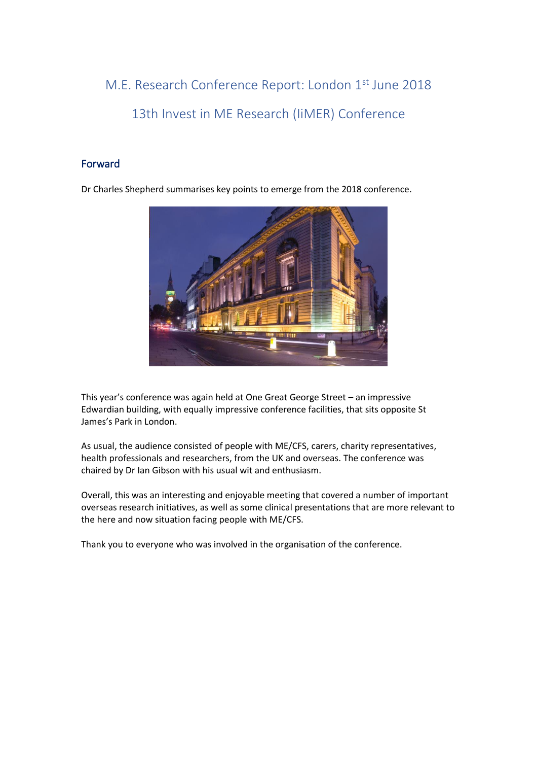# M.E. Research Conference Report: London 1st June 2018

# 13th Invest in ME Research (IiMER) Conference

## Forward

Dr Charles Shepherd summarises key points to emerge from the 2018 conference.

This year's conference was again held at One Great George Street – an impressive Edwardian building, with equally impressive conference facilities, that sits opposite St James's Park in London.

As usual, the audience consisted of people with ME/CFS, carers, charity representatives, health professionals and researchers, from the UK and overseas. The conference was chaired by Dr Ian Gibson with his usual wit and enthusiasm.

Overall, this was an interesting and enjoyable meeting that covered a number of important overseas research initiatives, as well as some clinical presentations that are more relevant to the here and now situation facing people with ME/CFS.

Thank you to everyone who was involved in the organisation of the conference.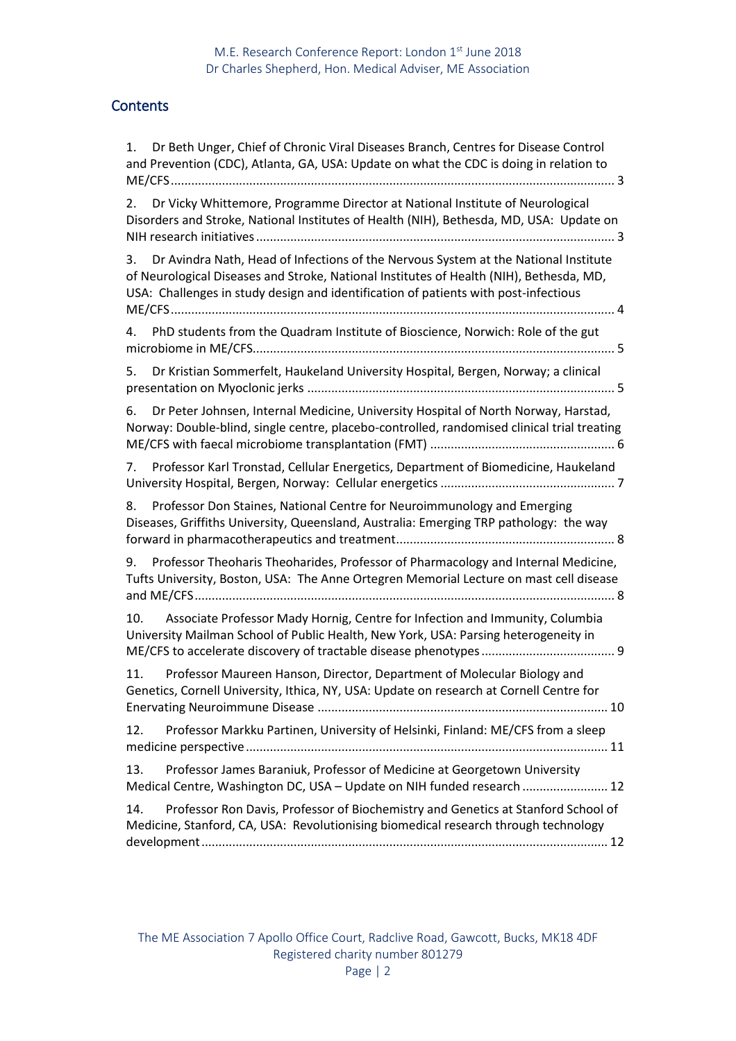## Contents

1. Dr Beth Unger, Chief of Chronic Viral Diseases Branch, Centres for Disease Control and Prevention (CDC), Atlanta, GA, USA: Update on what the CDC is doing in relation to ME/CFS ........ 3
2. Dr Vicky Whittemore, Programme Director at National Institute of Neurological Disorders and Stroke, National Institutes of Health (NIH), Bethesda, MD, USA: Update on NIH research initiatives ........ 3
3. Dr Avindra Nath, Head of Infections of the Nervous System at the National Institute of Neurological Diseases and Stroke, National Institutes of Health (NIH), Bethesda, MD, USA: Challenges in study design and identification of patients with post-infectious ME/CFS ........ 4
4. PhD students from the Quadram Institute of Bioscience, Norwich: Role of the gut microbiome in ME/CFS ........ 5
5. Dr Kristian Sommerfelt, Haukeland University Hospital, Bergen, Norway; a clinical presentation on Myoclonic jerks ........ 5
6. Dr Peter Johnsen, Internal Medicine, University Hospital of North Norway, Harstad, Norway: Double-blind, single centre, placebo-controlled, randomised clinical trial treating ME/CFS with faecal microbiome transplantation (FMT) ........ 6
7. Professor Karl Tronstad, Cellular Energetics, Department of Biomedicine, Haukeland University Hospital, Bergen, Norway: Cellular energetics ........ 7
8. Professor Don Staines, National Centre for Neuroimmunology and Emerging Diseases, Griffiths University, Queensland, Australia: Emerging TRP pathology: the way forward in pharmacotherapeutics and treatment ........ 8
9. Professor Theoharis Theoharides, Professor of Pharmacology and Internal Medicine, Tufts University, Boston, USA: The Anne Ortegren Memorial Lecture on mast cell disease and ME/CFS ........ 8
10. Associate Professor Mady Hornig, Centre for Infection and Immunity, Columbia University Mailman School of Public Health, New York, USA: Parsing heterogeneity in ME/CFS to accelerate discovery of tractable disease phenotypes ........ 9
11. Professor Maureen Hanson, Director, Department of Molecular Biology and Genetics, Cornell University, Ithica, NY, USA: Update on research at Cornell Centre for Enervating Neuroimmune Disease ........ 10
12. Professor Markku Partinen, University of Helsinki, Finland: ME/CFS from a sleep medicine perspective ........ 11
13. Professor James Baraniuk, Professor of Medicine at Georgetown University Medical Centre, Washington DC, USA – Update on NIH funded research ........ 12
14. Professor Ron Davis, Professor of Biochemistry and Genetics at Stanford School of Medicine, Stanford, CA, USA: Revolutionising biomedical research through technology development ........ 12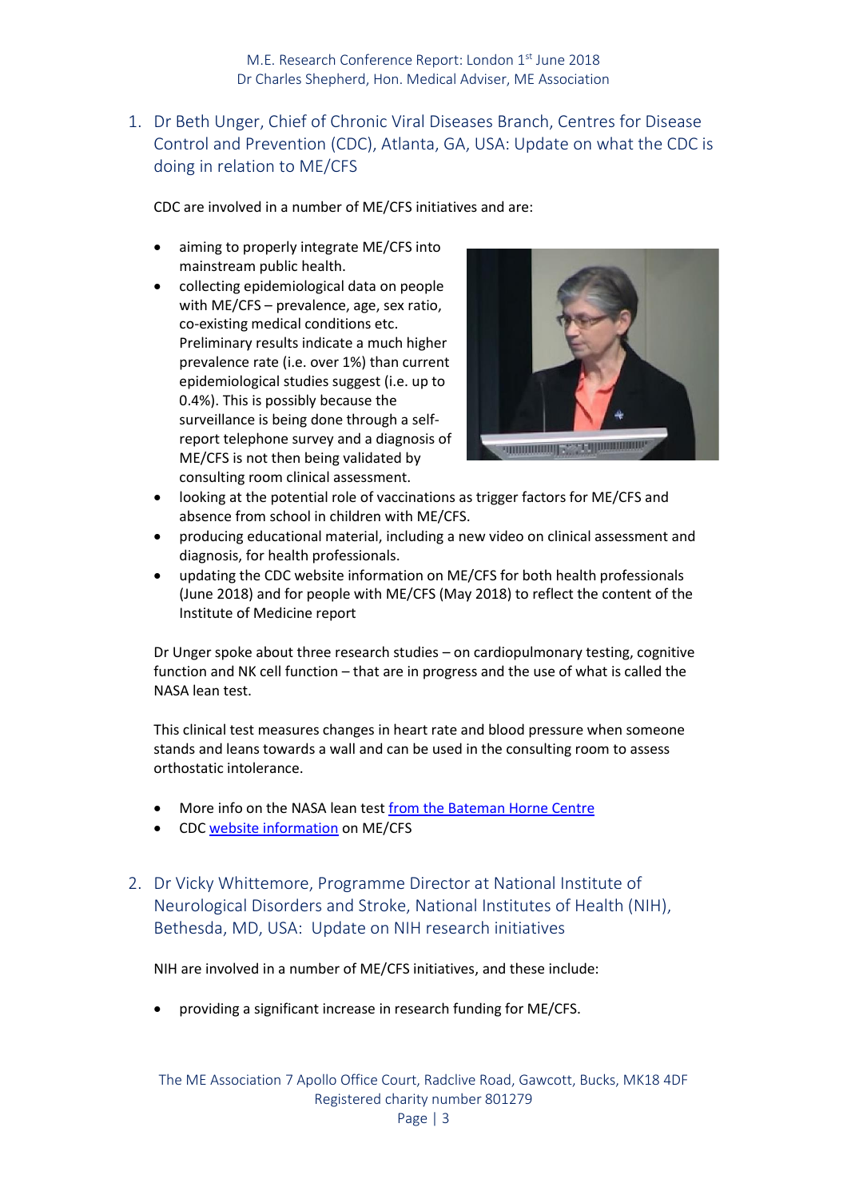## 1. Dr Beth Unger, Chief of Chronic Viral Diseases Branch, Centres for Disease Control and Prevention (CDC), Atlanta, GA, USA: Update on what the CDC is doing in relation to ME/CFS

CDC are involved in a number of ME/CFS initiatives and are:

- aiming to properly integrate ME/CFS into mainstream public health.
- collecting epidemiological data on people with ME/CFS – prevalence, age, sex ratio, co-existing medical conditions etc. Preliminary results indicate a much higher prevalence rate (i.e. over 1%) than current epidemiological studies suggest (i.e. up to 0.4%). This is possibly because the surveillance is being done through a self-report telephone survey and a diagnosis of ME/CFS is not then being validated by consulting room clinical assessment.
- looking at the potential role of vaccinations as trigger factors for ME/CFS and absence from school in children with ME/CFS.
- producing educational material, including a new video on clinical assessment and diagnosis, for health professionals.
- updating the CDC website information on ME/CFS for both health professionals (June 2018) and for people with ME/CFS (May 2018) to reflect the content of the Institute of Medicine report

Dr Unger spoke about three research studies – on cardiopulmonary testing, cognitive function and NK cell function – that are in progress and the use of what is called the NASA lean test.

This clinical test measures changes in heart rate and blood pressure when someone stands and leans towards a wall and can be used in the consulting room to assess orthostatic intolerance.

- More info on the NASA lean test from the Bateman Horne Centre
- CDC website information on ME/CFS

## 2. Dr Vicky Whittemore, Programme Director at National Institute of Neurological Disorders and Stroke, National Institutes of Health (NIH), Bethesda, MD, USA: Update on NIH research initiatives

NIH are involved in a number of ME/CFS initiatives, and these include:

- providing a significant increase in research funding for ME/CFS.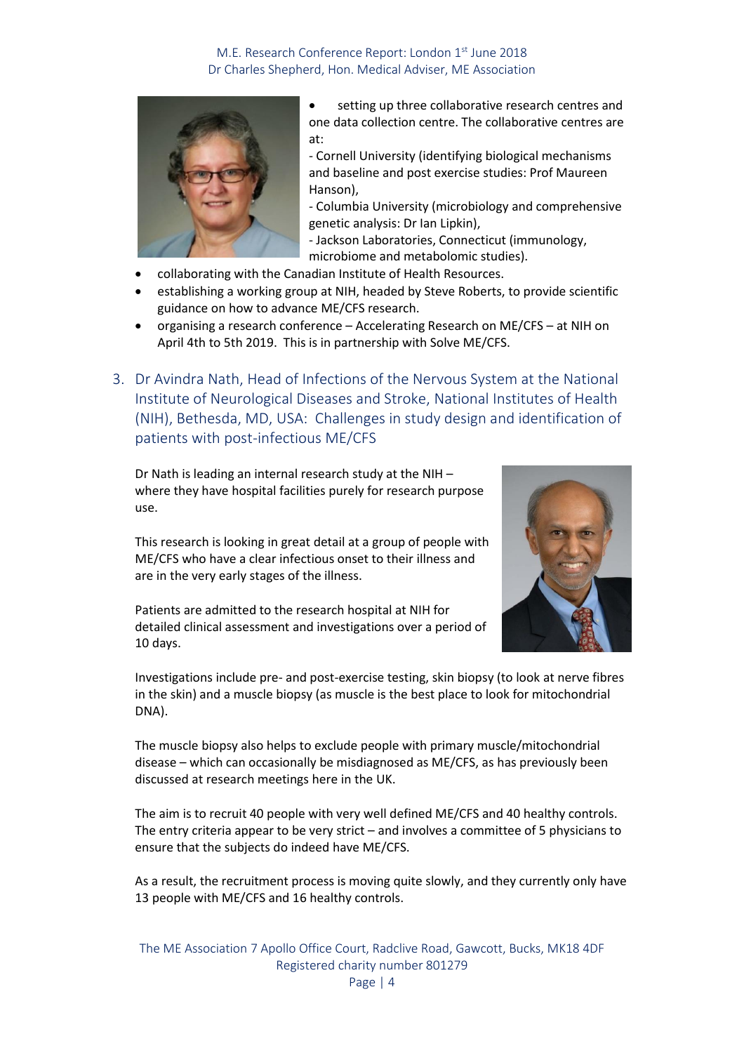- setting up three collaborative research centres and one data collection centre. The collaborative centres are at:
  - Cornell University (identifying biological mechanisms and baseline and post exercise studies: Prof Maureen Hanson),
  - Columbia University (microbiology and comprehensive genetic analysis: Dr Ian Lipkin),
  - Jackson Laboratories, Connecticut (immunology, microbiome and metabolomic studies).
- collaborating with the Canadian Institute of Health Resources.
- establishing a working group at NIH, headed by Steve Roberts, to provide scientific guidance on how to advance ME/CFS research.
- organising a research conference – Accelerating Research on ME/CFS – at NIH on April 4th to 5th 2019. This is in partnership with Solve ME/CFS.

## 3. Dr Avindra Nath, Head of Infections of the Nervous System at the National Institute of Neurological Diseases and Stroke, National Institutes of Health (NIH), Bethesda, MD, USA: Challenges in study design and identification of patients with post-infectious ME/CFS

Dr Nath is leading an internal research study at the NIH – where they have hospital facilities purely for research purpose use.

This research is looking in great detail at a group of people with ME/CFS who have a clear infectious onset to their illness and are in the very early stages of the illness.

Patients are admitted to the research hospital at NIH for detailed clinical assessment and investigations over a period of 10 days.

Investigations include pre- and post-exercise testing, skin biopsy (to look at nerve fibres in the skin) and a muscle biopsy (as muscle is the best place to look for mitochondrial DNA).

The muscle biopsy also helps to exclude people with primary muscle/mitochondrial disease – which can occasionally be misdiagnosed as ME/CFS, as has previously been discussed at research meetings here in the UK.

The aim is to recruit 40 people with very well defined ME/CFS and 40 healthy controls. The entry criteria appear to be very strict – and involves a committee of 5 physicians to ensure that the subjects do indeed have ME/CFS.

As a result, the recruitment process is moving quite slowly, and they currently only have 13 people with ME/CFS and 16 healthy controls.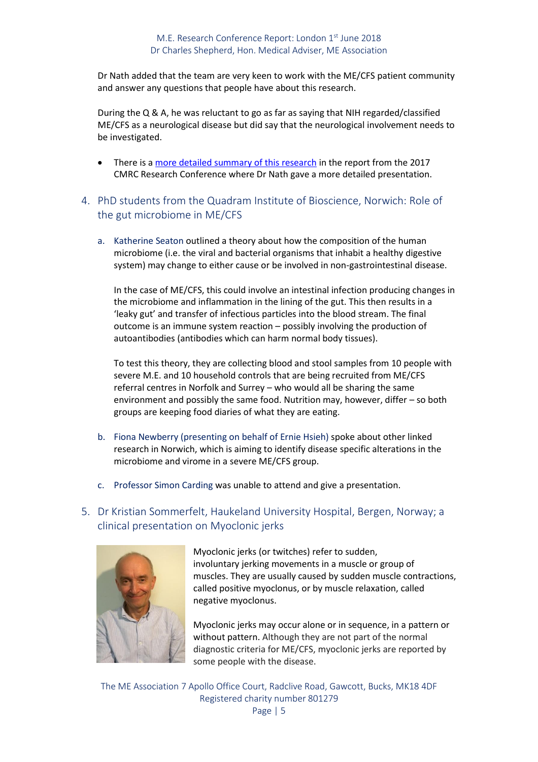Dr Nath added that the team are very keen to work with the ME/CFS patient community and answer any questions that people have about this research.

During the Q & A, he was reluctant to go as far as saying that NIH regarded/classified ME/CFS as a neurological disease but did say that the neurological involvement needs to be investigated.

- There is a more detailed summary of this research in the report from the 2017 CMRC Research Conference where Dr Nath gave a more detailed presentation.

## 4. PhD students from the Quadram Institute of Bioscience, Norwich: Role of the gut microbiome in ME/CFS

a. Katherine Seaton outlined a theory about how the composition of the human microbiome (i.e. the viral and bacterial organisms that inhabit a healthy digestive system) may change to either cause or be involved in non-gastrointestinal disease.

In the case of ME/CFS, this could involve an intestinal infection producing changes in the microbiome and inflammation in the lining of the gut. This then results in a 'leaky gut' and transfer of infectious particles into the blood stream. The final outcome is an immune system reaction – possibly involving the production of autoantibodies (antibodies which can harm normal body tissues).

To test this theory, they are collecting blood and stool samples from 10 people with severe M.E. and 10 household controls that are being recruited from ME/CFS referral centres in Norfolk and Surrey – who would all be sharing the same environment and possibly the same food. Nutrition may, however, differ – so both groups are keeping food diaries of what they are eating.

b. Fiona Newberry (presenting on behalf of Ernie Hsieh) spoke about other linked research in Norwich, which is aiming to identify disease specific alterations in the microbiome and virome in a severe ME/CFS group.

c. Professor Simon Carding was unable to attend and give a presentation.

## 5. Dr Kristian Sommerfelt, Haukeland University Hospital, Bergen, Norway; a clinical presentation on Myoclonic jerks

Myoclonic jerks (or twitches) refer to sudden, involuntary jerking movements in a muscle or group of muscles. They are usually caused by sudden muscle contractions, called positive myoclonus, or by muscle relaxation, called negative myoclonus.

Myoclonic jerks may occur alone or in sequence, in a pattern or without pattern. Although they are not part of the normal diagnostic criteria for ME/CFS, myoclonic jerks are reported by some people with the disease.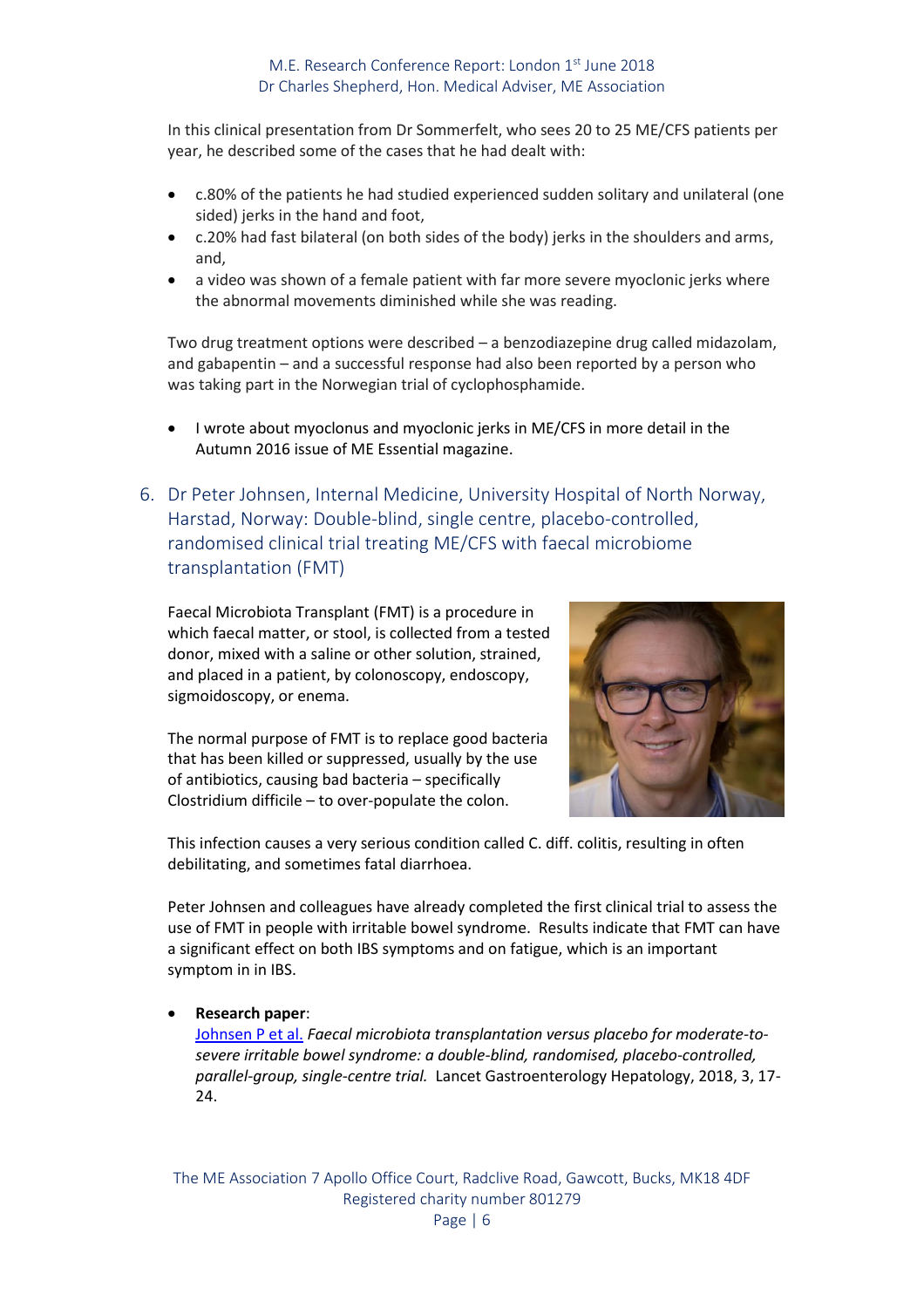In this clinical presentation from Dr Sommerfelt, who sees 20 to 25 ME/CFS patients per year, he described some of the cases that he had dealt with:

- c.80% of the patients he had studied experienced sudden solitary and unilateral (one sided) jerks in the hand and foot,
- c.20% had fast bilateral (on both sides of the body) jerks in the shoulders and arms, and,
- a video was shown of a female patient with far more severe myoclonic jerks where the abnormal movements diminished while she was reading.

Two drug treatment options were described – a benzodiazepine drug called midazolam, and gabapentin – and a successful response had also been reported by a person who was taking part in the Norwegian trial of cyclophosphamide.

- I wrote about myoclonus and myoclonic jerks in ME/CFS in more detail in the Autumn 2016 issue of ME Essential magazine.

## 6. Dr Peter Johnsen, Internal Medicine, University Hospital of North Norway, Harstad, Norway: Double-blind, single centre, placebo-controlled, randomised clinical trial treating ME/CFS with faecal microbiome transplantation (FMT)

Faecal Microbiota Transplant (FMT) is a procedure in which faecal matter, or stool, is collected from a tested donor, mixed with a saline or other solution, strained, and placed in a patient, by colonoscopy, endoscopy, sigmoidoscopy, or enema.

The normal purpose of FMT is to replace good bacteria that has been killed or suppressed, usually by the use of antibiotics, causing bad bacteria – specifically Clostridium difficile – to over-populate the colon.

This infection causes a very serious condition called C. diff. colitis, resulting in often debilitating, and sometimes fatal diarrhoea.

Peter Johnsen and colleagues have already completed the first clinical trial to assess the use of FMT in people with irritable bowel syndrome. Results indicate that FMT can have a significant effect on both IBS symptoms and on fatigue, which is an important symptom in in IBS.

- **Research paper**:
  Johnsen P et al. *Faecal microbiota transplantation versus placebo for moderate-to-severe irritable bowel syndrome: a double-blind, randomised, placebo-controlled, parallel-group, single-centre trial.* Lancet Gastroenterology Hepatology, 2018, 3, 17-24.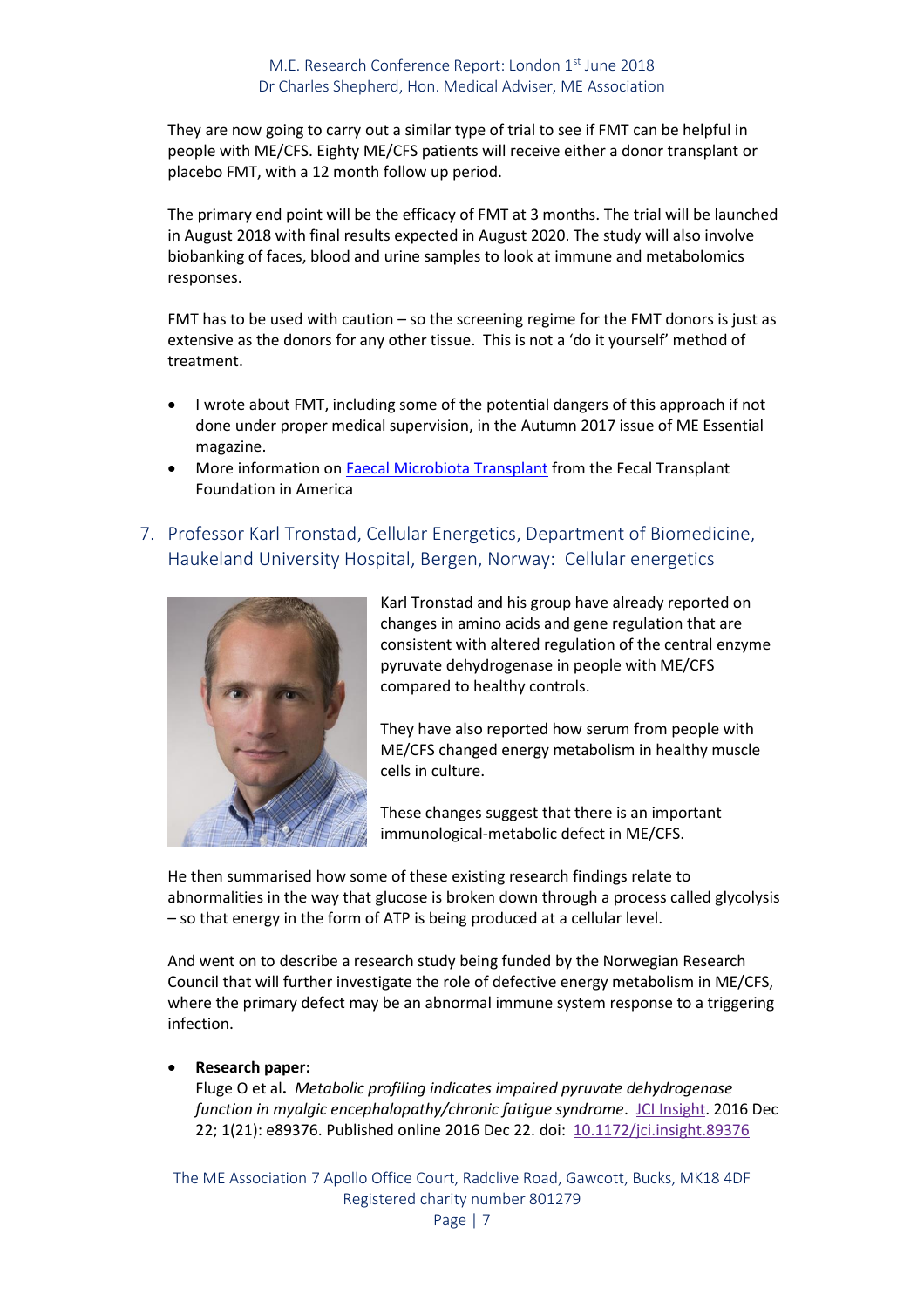They are now going to carry out a similar type of trial to see if FMT can be helpful in people with ME/CFS. Eighty ME/CFS patients will receive either a donor transplant or placebo FMT, with a 12 month follow up period.

The primary end point will be the efficacy of FMT at 3 months. The trial will be launched in August 2018 with final results expected in August 2020. The study will also involve biobanking of faces, blood and urine samples to look at immune and metabolomics responses.

FMT has to be used with caution – so the screening regime for the FMT donors is just as extensive as the donors for any other tissue. This is not a 'do it yourself' method of treatment.

- I wrote about FMT, including some of the potential dangers of this approach if not done under proper medical supervision, in the Autumn 2017 issue of ME Essential magazine.
- More information on Faecal Microbiota Transplant from the Fecal Transplant Foundation in America

## 7. Professor Karl Tronstad, Cellular Energetics, Department of Biomedicine, Haukeland University Hospital, Bergen, Norway: Cellular energetics

Karl Tronstad and his group have already reported on changes in amino acids and gene regulation that are consistent with altered regulation of the central enzyme pyruvate dehydrogenase in people with ME/CFS compared to healthy controls.

They have also reported how serum from people with ME/CFS changed energy metabolism in healthy muscle cells in culture.

These changes suggest that there is an important immunologiocal-metabolic defect in ME/CFS.

He then summarised how some of these existing research findings relate to abnormalities in the way that glucose is broken down through a process called glycolysis – so that energy in the form of ATP is being produced at a cellular level.

And went on to describe a research study being funded by the Norwegian Research Council that will further investigate the role of defective energy metabolism in ME/CFS, where the primary defect may be an abnormal immune system response to a triggering infection.

- **Research paper:**
  Fluge O et al**.** *Metabolic profiling indicates impaired pyruvate dehydrogenase function in myalgic encephalopathy/chronic fatigue syndrome*. JCI Insight. 2016 Dec 22; 1(21): e89376. Published online 2016 Dec 22. doi: 10.1172/jci.insight.89376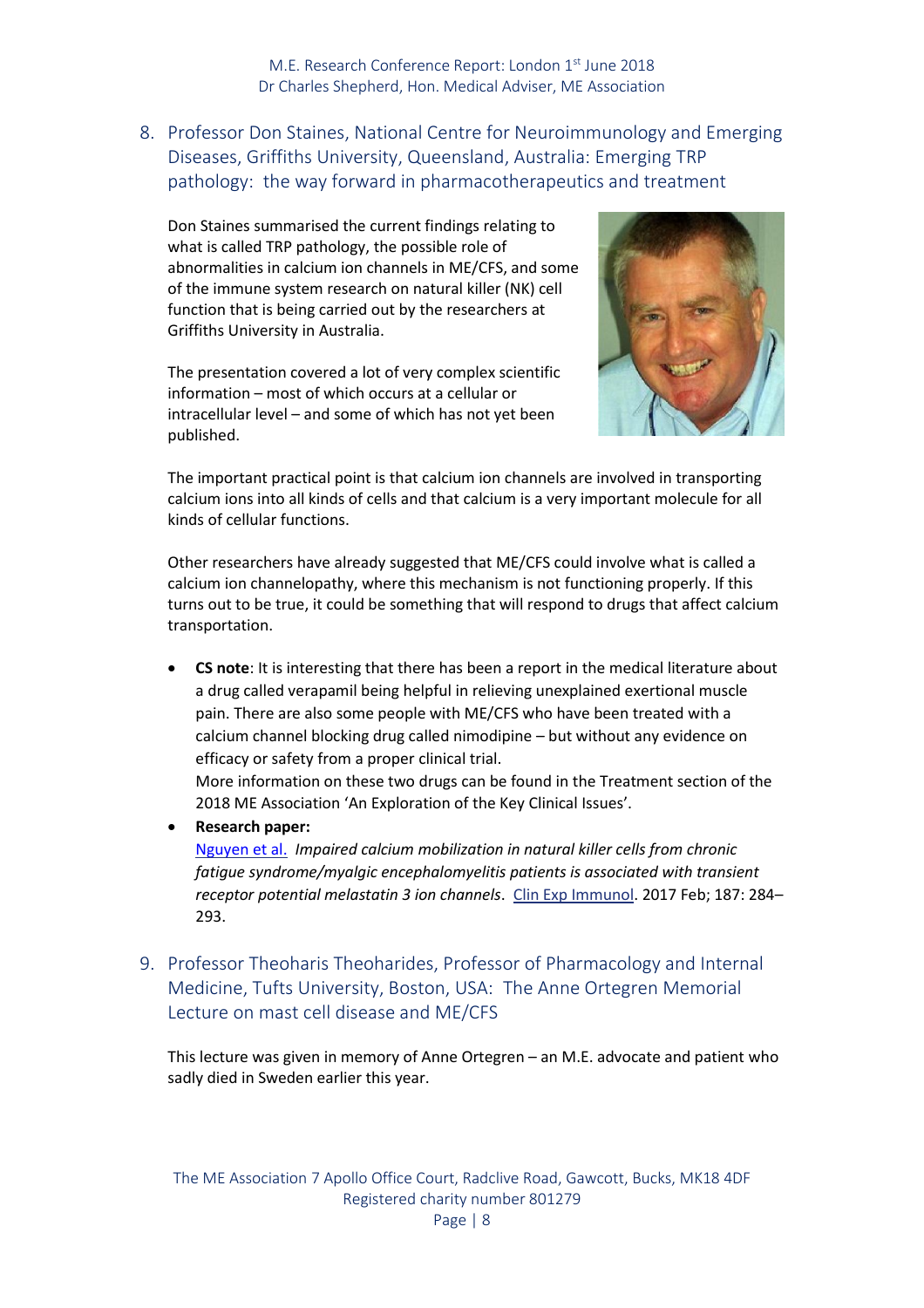## 8. Professor Don Staines, National Centre for Neuroimmunology and Emerging Diseases, Griffiths University, Queensland, Australia: Emerging TRP pathology: the way forward in pharmacotherapeutics and treatment

Don Staines summarised the current findings relating to what is called TRP pathology, the possible role of abnormalities in calcium ion channels in ME/CFS, and some of the immune system research on natural killer (NK) cell function that is being carried out by the researchers at Griffiths University in Australia.

The presentation covered a lot of very complex scientific information – most of which occurs at a cellular or intracellular level – and some of which has not yet been published.

The important practical point is that calcium ion channels are involved in transporting calcium ions into all kinds of cells and that calcium is a very important molecule for all kinds of cellular functions.

Other researchers have already suggested that ME/CFS could involve what is called a calcium ion channelopathy, where this mechanism is not functioning properly. If this turns out to be true, it could be something that will respond to drugs that affect calcium transportation.

- **CS note**: It is interesting that there has been a report in the medical literature about a drug called verapamil being helpful in relieving unexplained exertional muscle pain. There are also some people with ME/CFS who have been treated with a calcium channel blocking drug called nimodipine – but without any evidence on efficacy or safety from a proper clinical trial.
  More information on these two drugs can be found in the Treatment section of the 2018 ME Association 'An Exploration of the Key Clinical Issues'.
- **Research paper:**
  Nguyen et al. *Impaired calcium mobilization in natural killer cells from chronic fatigue syndrome/myalgic encephalomyelitis patients is associated with transient receptor potential melastatin 3 ion channels*. Clin Exp Immunol. 2017 Feb; 187: 284–293.

## 9. Professor Theoharis Theoharides, Professor of Pharmacology and Internal Medicine, Tufts University, Boston, USA: The Anne Ortegren Memorial Lecture on mast cell disease and ME/CFS

This lecture was given in memory of Anne Ortegren – an M.E. advocate and patient who sadly died in Sweden earlier this year.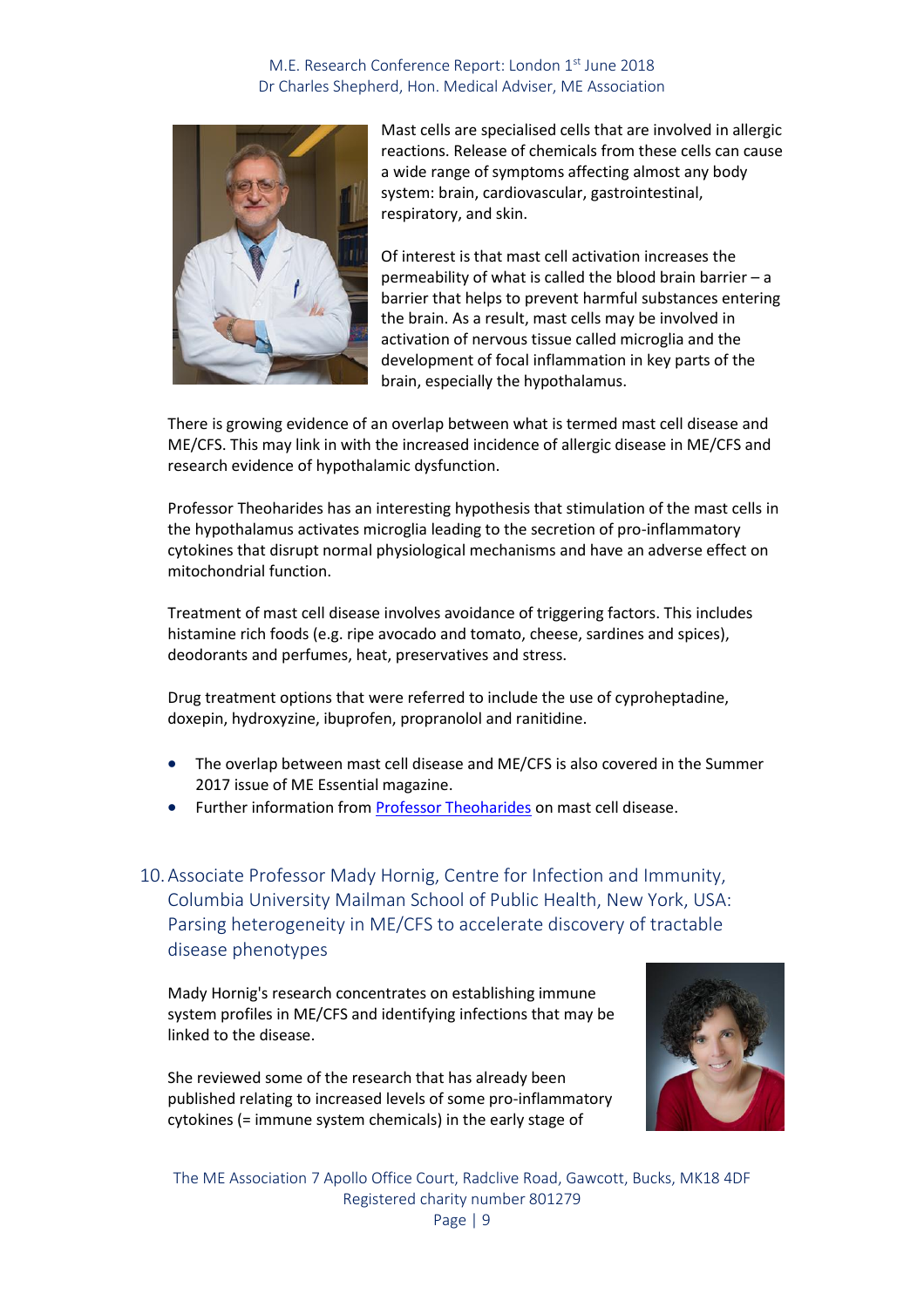Mast cells are specialised cells that are involved in allergic reactions. Release of chemicals from these cells can cause a wide range of symptoms affecting almost any body system: brain, cardiovascular, gastrointestinal, respiratory, and skin.

Of interest is that mast cell activation increases the permeability of what is called the blood brain barrier – a barrier that helps to prevent harmful substances entering the brain. As a result, mast cells may be involved in activation of nervous tissue called microglia and the development of focal inflammation in key parts of the brain, especially the hypothalamus.

There is growing evidence of an overlap between what is termed mast cell disease and ME/CFS. This may link in with the increased incidence of allergic disease in ME/CFS and research evidence of hypothalamic dysfunction.

Professor Theoharides has an interesting hypothesis that stimulation of the mast cells in the hypothalamus activates microglia leading to the secretion of pro-inflammatory cytokines that disrupt normal physiological mechanisms and have an adverse effect on mitochondrial function.

Treatment of mast cell disease involves avoidance of triggering factors. This includes histamine rich foods (e.g. ripe avocado and tomato, cheese, sardines and spices), deodorants and perfumes, heat, preservatives and stress.

Drug treatment options that were referred to include the use of cyproheptadine, doxepin, hydroxyzine, ibuprofen, propranolol and ranitidine.

- The overlap between mast cell disease and ME/CFS is also covered in the Summer 2017 issue of ME Essential magazine.
- Further information from Professor Theoharides on mast cell disease.

## 10. Associate Professor Mady Hornig, Centre for Infection and Immunity, Columbia University Mailman School of Public Health, New York, USA: Parsing heterogeneity in ME/CFS to accelerate discovery of tractable disease phenotypes

Mady Hornig's research concentrates on establishing immune system profiles in ME/CFS and identifying infections that may be linked to the disease.

She reviewed some of the research that has already been published relating to increased levels of some pro-inflammatory cytokines (= immune system chemicals) in the early stage of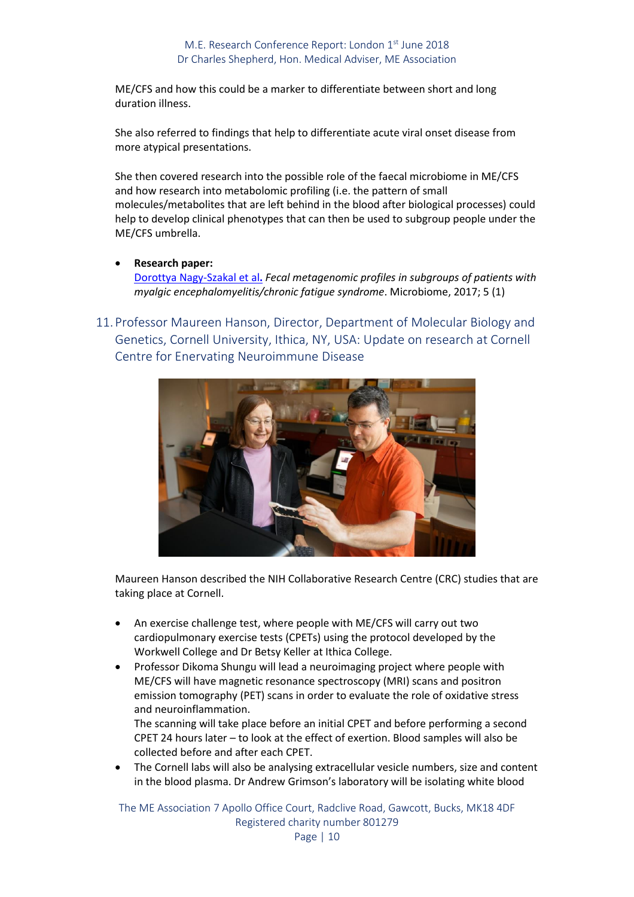ME/CFS and how this could be a marker to differentiate between short and long duration illness.

She also referred to findings that help to differentiate acute viral onset disease from more atypical presentations.

She then covered research into the possible role of the faecal microbiome in ME/CFS and how research into metabolomic profiling (i.e. the pattern of small molecules/metabolites that are left behind in the blood after biological processes) could help to develop clinical phenotypes that can then be used to subgroup people under the ME/CFS umbrella.

- **Research paper:**
  Dorottya Nagy-Szakal et al**.** *Fecal metagenomic profiles in subgroups of patients with myalgic encephalomyelitis/chronic fatigue syndrome*. Microbiome, 2017; 5 (1)

## 11. Professor Maureen Hanson, Director, Department of Molecular Biology and Genetics, Cornell University, Ithica, NY, USA: Update on research at Cornell Centre for Enervating Neuroimmune Disease

Maureen Hanson described the NIH Collaborative Research Centre (CRC) studies that are taking place at Cornell.

- An exercise challenge test, where people with ME/CFS will carry out two cardiopulmonary exercise tests (CPETs) using the protocol developed by the Workwell College and Dr Betsy Keller at Ithica College.
- Professor Dikoma Shungu will lead a neuroimaging project where people with ME/CFS will have magnetic resonance spectroscopy (MRI) scans and positron emission tomography (PET) scans in order to evaluate the role of oxidative stress and neuroinflammation.
  The scanning will take place before an initial CPET and before performing a second CPET 24 hours later – to look at the effect of exertion. Blood samples will also be collected before and after each CPET.
- The Cornell labs will also be analysing extracellular vesicle numbers, size and content in the blood plasma. Dr Andrew Grimson's laboratory will be isolating white blood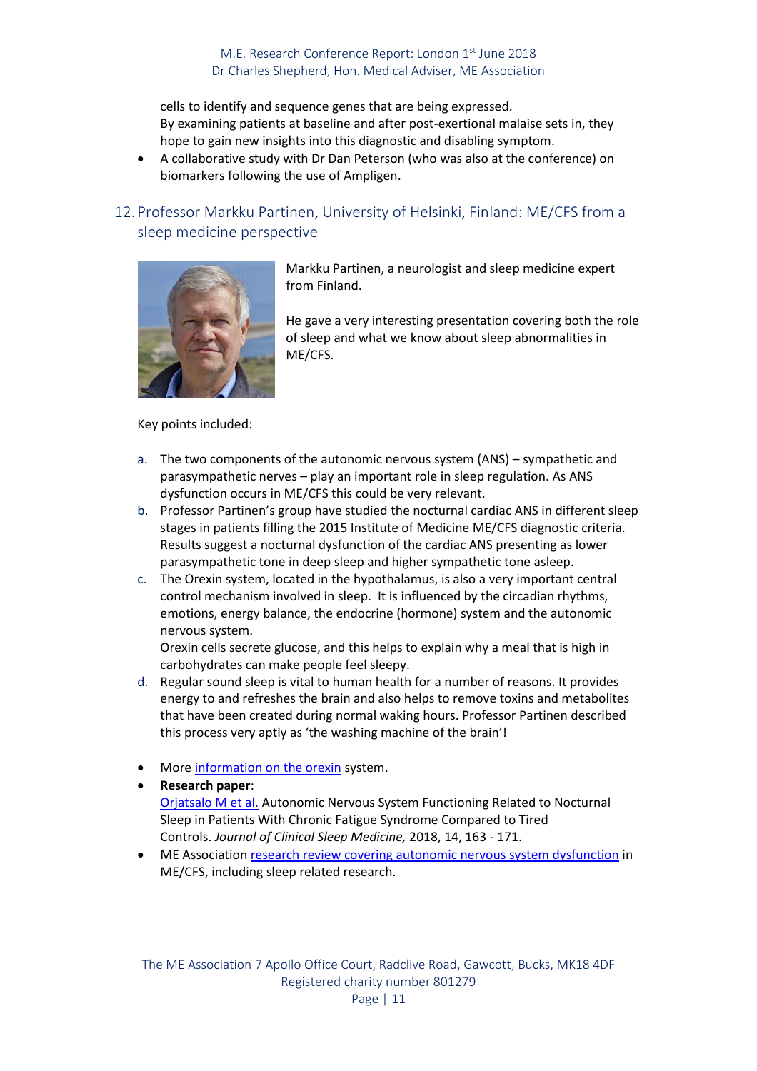cells to identify and sequence genes that are being expressed.
By examining patients at baseline and after post-exertional malaise sets in, they hope to gain new insights into this diagnostic and disabling symptom.

- A collaborative study with Dr Dan Peterson (who was also at the conference) on biomarkers following the use of Ampligen.

## 12. Professor Markku Partinen, University of Helsinki, Finland: ME/CFS from a sleep medicine perspective

Markku Partinen, a neurologist and sleep medicine expert from Finland.

He gave a very interesting presentation covering both the role of sleep and what we know about sleep abnormalities in ME/CFS.

Key points included:

a. The two components of the autonomic nervous system (ANS) – sympathetic and parasympathetic nerves – play an important role in sleep regulation. As ANS dysfunction occurs in ME/CFS this could be very relevant.
b. Professor Partinen's group have studied the nocturnal cardiac ANS in different sleep stages in patients filling the 2015 Institute of Medicine ME/CFS diagnostic criteria. Results suggest a nocturnal dysfunction of the cardiac ANS presenting as lower parasympathetic tone in deep sleep and higher sympathetic tone asleep.
c. The Orexin system, located in the hypothalamus, is also a very important central control mechanism involved in sleep. It is influenced by the circadian rhythms, emotions, energy balance, the endocrine (hormone) system and the autonomic nervous system.
Orexin cells secrete glucose, and this helps to explain why a meal that is high in carbohydrates can make people feel sleepy.
d. Regular sound sleep is vital to human health for a number of reasons. It provides energy to and refreshes the brain and also helps to remove toxins and metabolites that have been created during normal waking hours. Professor Partinen described this process very aptly as 'the washing machine of the brain'!

- More information on the orexin system.
- **Research paper**:
Orjatsalo M et al. Autonomic Nervous System Functioning Related to Nocturnal Sleep in Patients With Chronic Fatigue Syndrome Compared to Tired Controls. *Journal of Clinical Sleep Medicine,* 2018, 14, 163 - 171.
- ME Association research review covering autonomic nervous system dysfunction in ME/CFS, including sleep related research.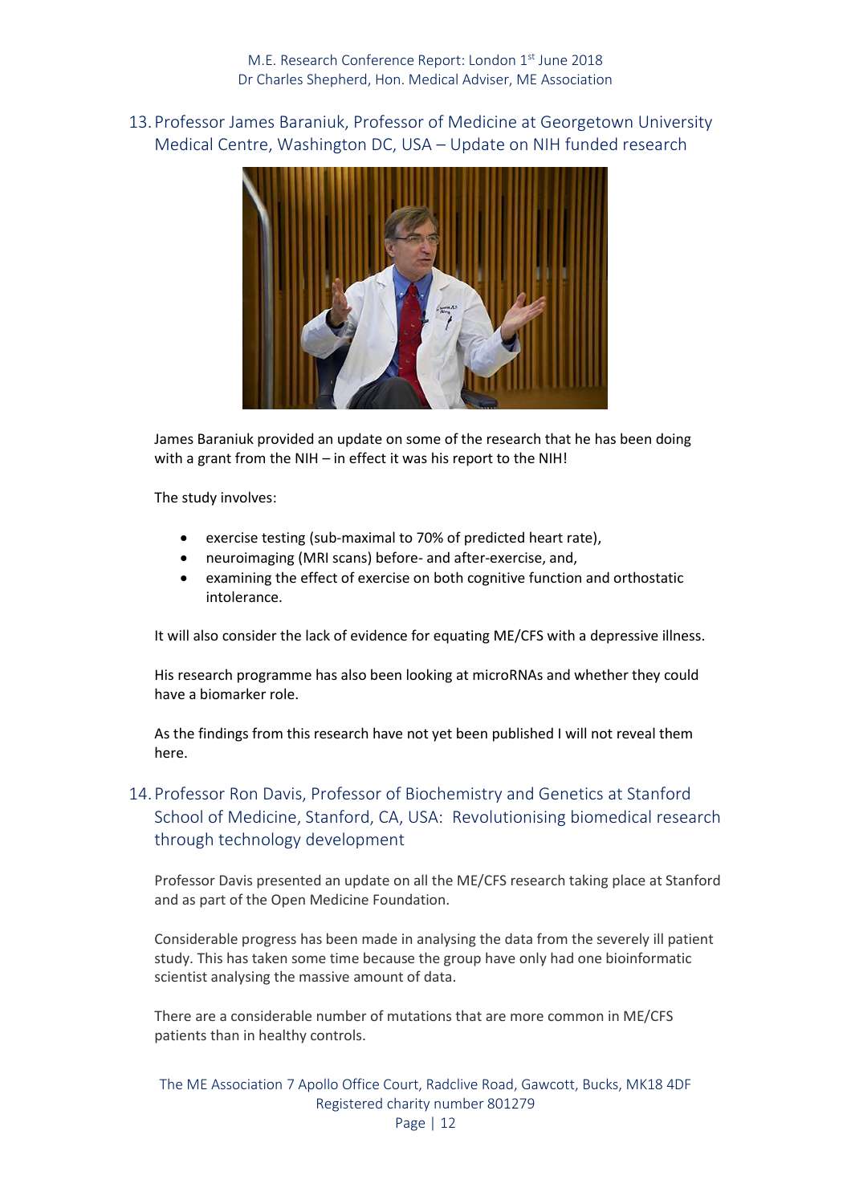## 13. Professor James Baraniuk, Professor of Medicine at Georgetown University Medical Centre, Washington DC, USA – Update on NIH funded research

James Baraniuk provided an update on some of the research that he has been doing with a grant from the NIH – in effect it was his report to the NIH!

The study involves:

- exercise testing (sub-maximal to 70% of predicted heart rate),
- neuroimaging (MRI scans) before- and after-exercise, and,
- examining the effect of exercise on both cognitive function and orthostatic intolerance.

It will also consider the lack of evidence for equating ME/CFS with a depressive illness.

His research programme has also been looking at microRNAs and whether they could have a biomarker role.

As the findings from this research have not yet been published I will not reveal them here.

## 14. Professor Ron Davis, Professor of Biochemistry and Genetics at Stanford School of Medicine, Stanford, CA, USA: Revolutionising biomedical research through technology development

Professor Davis presented an update on all the ME/CFS research taking place at Stanford and as part of the Open Medicine Foundation.

Considerable progress has been made in analysing the data from the severely ill patient study. This has taken some time because the group have only had one bioinformatic scientist analysing the massive amount of data.

There are a considerable number of mutations that are more common in ME/CFS patients than in healthy controls.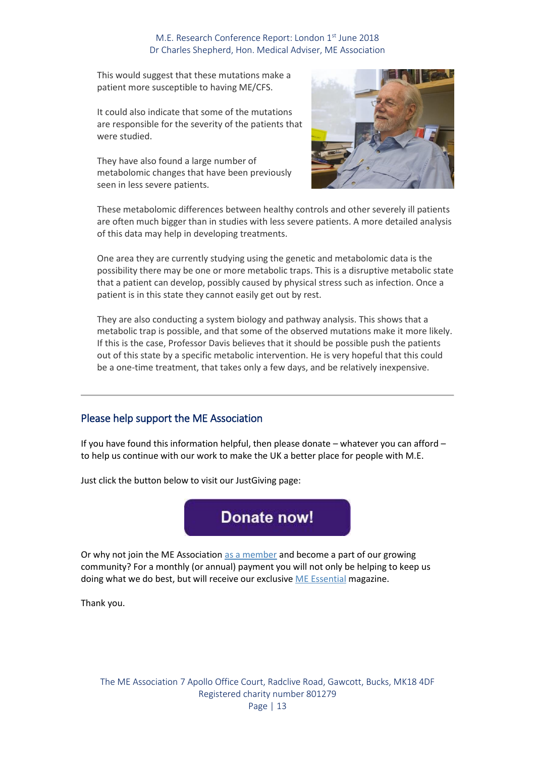This would suggest that these mutations make a patient more susceptible to having ME/CFS.

It could also indicate that some of the mutations are responsible for the severity of the patients that were studied.

They have also found a large number of metabolomic changes that have been previously seen in less severe patients.

These metabolomic differences between healthy controls and other severely ill patients are often much bigger than in studies with less severe patients. A more detailed analysis of this data may help in developing treatments.

One area they are currently studying using the genetic and metabolomic data is the possibility there may be one or more metabolic traps. This is a disruptive metabolic state that a patient can develop, possibly caused by physical stress such as infection. Once a patient is in this state they cannot easily get out by rest.

They are also conducting a system biology and pathway analysis. This shows that a metabolic trap is possible, and that some of the observed mutations make it more likely. If this is the case, Professor Davis believes that it should be possible push the patients out of this state by a specific metabolic intervention. He is very hopeful that this could be a one-time treatment, that takes only a few days, and be relatively inexpensive.

---

## Please help support the ME Association

If you have found this information helpful, then please donate – whatever you can afford – to help us continue with our work to make the UK a better place for people with M.E.

Just click the button below to visit our JustGiving page:

**Donate now!**

Or why not join the ME Association as a member and become a part of our growing community? For a monthly (or annual) payment you will not only be helping to keep us doing what we do best, but will receive our exclusive ME Essential magazine.

Thank you.

The ME Association 7 Apollo Office Court, Radclive Road, Gawcott, Bucks, MK18 4DF
Registered charity number 801279